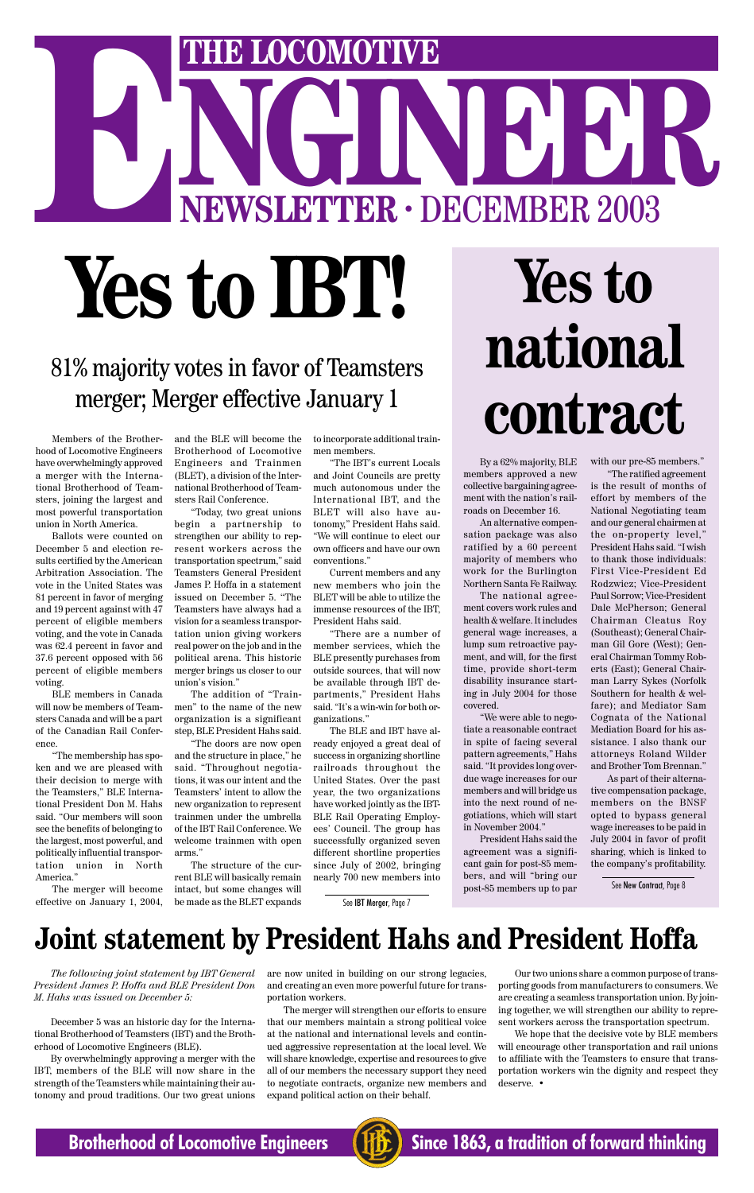# THE LOCOMOTIVE ENGINEER

## NEWSLETTER · DECEMBER 2003

# Yes to IBT!

## 81% majority votes in favor of Teamsters merger; Merger effective January 1

Members of the Brotherhood of Locomotive Engineers have overwhelmingly approved a merger with the International Brotherhood of Teamsters, joining the largest and most powerful transportation union in North America.

Ballots were counted on December 5 and election results certified by the American Arbitration Association. The vote in the United States was 81 percent in favor of merging and 19 percent against with 47 percent of eligible members voting, and the vote in Canada was 62.4 percent in favor and 37.6 percent opposed with 56 percent of eligible members voting.

BLE members in Canada will now be members of Teamsters Canada and will be a part of the Canadian Rail Conference.

"The membership has spoken and we are pleased with their decision to merge with the Teamsters," BLE International President Don M. Hahs said. "Our members will soon see the benefits of belonging to the largest, most powerful, and politically influential transportation union in North America."

The merger will become effective on January 1, 2004, and the BLE will become the Brotherhood of Locomotive Engineers and Trainmen (BLET), a division of the International Brotherhood of Teamsters Rail Conference.

"Today, two great unions begin a partnership to strengthen our ability to represent workers across the transportation spectrum," said Teamsters General President James P. Hoffa in a statement issued on December 5. "The Teamsters have always had a vision for a seamless transportation union giving workers real power on the job and in the political arena. This historic merger brings us closer to our union's vision."

The addition of "Trainmen" to the name of the new organization is a significant step, BLE President Hahs said.

"The doors are now open and the structure in place," he said. "Throughout negotiations, it was our intent and the Teamsters' intent to allow the new organization to represent trainmen under the umbrella of the IBT Rail Conference. We welcome trainmen with open arms."

The structure of the current BLE will basically remain intact, but some changes will be made as the BLET expands to incorporate additional trainmen members.

"The IBT's current Locals and Joint Councils are pretty much autonomous under the International IBT, and the BLET will also have autonomy," President Hahs said. "We will continue to elect our own officers and have our own conventions."

Current members and any new members who join the BLET will be able to utilize the immense resources of the IBT, President Hahs said.

"There are a number of member services, which the BLE presently purchases from outside sources, that will now be available through IBT departments," President Hahs said. "It's a win-win for both organizations."

The BLE and IBT have already enjoyed a great deal of success in organizing shortline railroads throughout the United States. Over the past year, the two organizations have worked jointly as the IBT-BLE Rail Operating Employees' Council. The group has successfully organized seven different shortline properties since July of 2002, bringing nearly 700 new members into

See **IBT Merger**, Page 7

# Yes to national contract

By a 62% majority, BLE members approved a new collective bargaining agreement with the nation's railroads on December 16.

An alternative compensation package was also ratified by a 60 percent majority of members who work for the Burlington Northern Santa Fe Railway.

The national agreement covers work rules and health & welfare. It includes general wage increases, a lump sum retroactive payment, and will, for the first time, provide short-term disability insurance starting in July 2004 for those covered.

"We were able to negotiate a reasonable contract in spite of facing several pattern agreements," Hahs said. "It provides long overdue wage increases for our members and will bridge us into the next round of negotiations, which will start in November 2004."

President Hahs said the agreement was a significant gain for post-85 members, and will "bring our post-85 members up to par with our pre-85 members."

"The ratified agreement is the result of months of effort by members of the National Negotiating team and our general chairmen at the on-property level," President Hahs said. "I wish to thank those individuals: First Vice-President Ed Rodzwicz; Vice-President Paul Sorrow; Vice-President Dale McPherson; General Chairman Cleatus Roy (Southeast); General Chairman Gil Gore (West); General Chairman Tommy Roberts (East); General Chairman Larry Sykes (Norfolk Southern for health & welfare); and Mediator Sam Cognata of the National Mediation Board for his assistance. I also thank our attorneys Roland Wilder and Brother Tom Brennan."

As part of their alternative compensation package, members on the BNSF opted to bypass general wage increases to be paid in July 2004 in favor of profit sharing, which is linked to the company's profitability.

See **New Contract**, Page 8

# Joint statement by President Hahs and President Hoffa

*The following joint statement by IBT General President James P. Hoffa and BLE President Don M. Hahs was issued on December 5:*

December 5 was an historic day for the International Brotherhood of Teamsters (IBT) and the Brotherhood of Locomotive Engineers (BLE).

By overwhelmingly approving a merger with the IBT, members of the BLE will now share in the strength of the Teamsters while maintaining their autonomy and proud traditions. Our two great unions are now united in building on our strong legacies, and creating an even more powerful future for transportation workers.

The merger will strengthen our efforts to ensure that our members maintain a strong political voice at the national and international levels and continued aggressive representation at the local level. We will share knowledge, expertise and resources to give all of our members the necessary support they need to negotiate contracts, organize new members and expand political action on their behalf.

Our two unions share a common purpose of transporting goods from manufacturers to consumers. We are creating a seamless transportation union. By joining together, we will strengthen our ability to represent workers across the transportation spectrum.

We hope that the decisive vote by BLE members will encourage other transportation and rail unions to affiliate with the Teamsters to ensure that transportation workers win the dignity and respect they deserve. •

**Brotherhood of Locomotive Engineers** — **Since 1863, a tradition of forward thinking**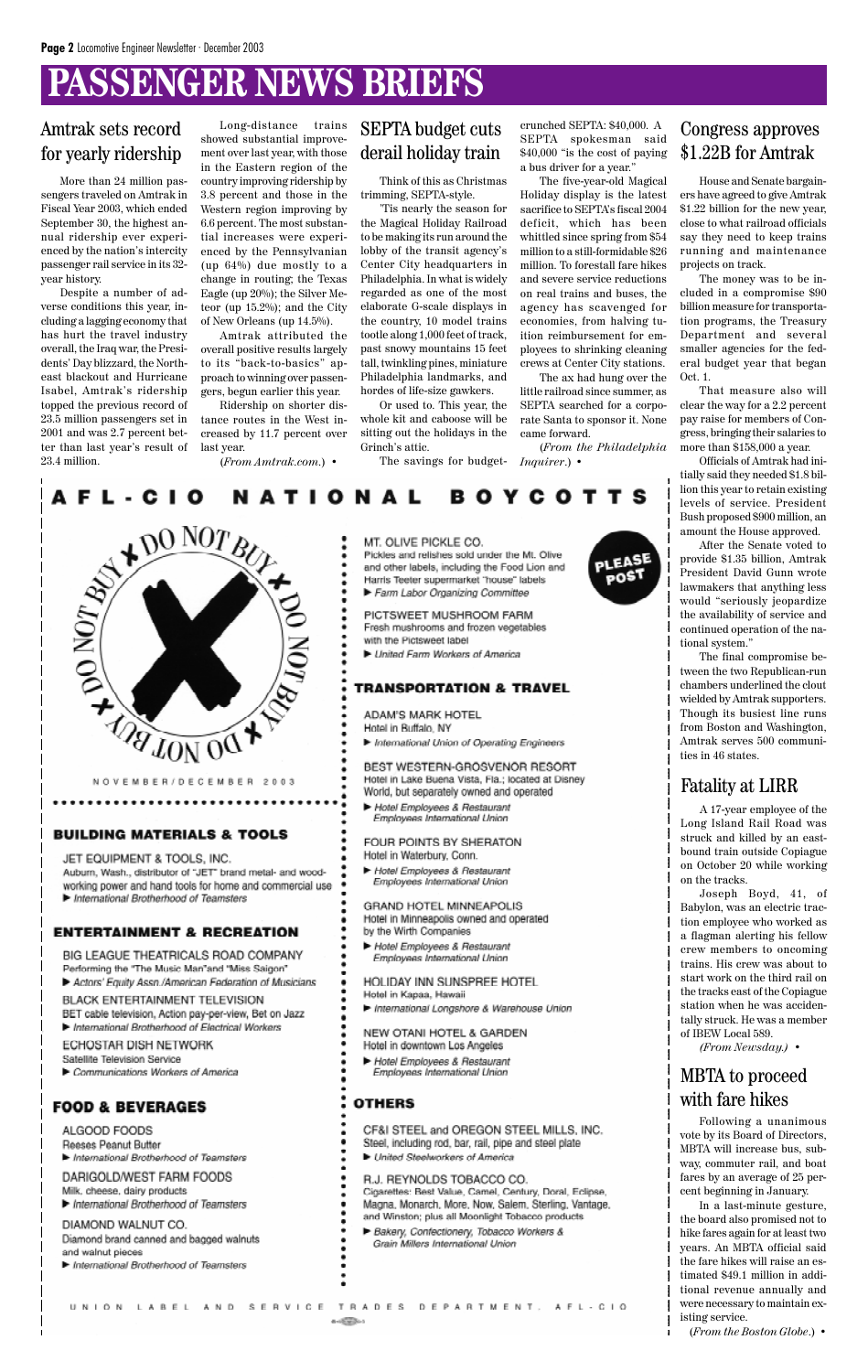# PASSENGER NEWS BRIEFS

## Amtrak sets record for yearly ridership

More than 24 million passengers traveled on Amtrak in Fiscal Year 2003, which ended September 30, the highest annual ridership ever experienced by the nation's intercity passenger rail service in its 32-year history.

Despite a number of adverse conditions this year, including a lagging economy that has hurt the travel industry overall, the Iraq war, the Presidents' Day blizzard, the Northeast blackout and Hurricane Isabel, Amtrak's ridership topped the previous record of 23.5 million passengers set in 2001 and was 2.7 percent better than last year's result of 23.4 million.

Long-distance trains showed substantial improvement over last year, with those in the Eastern region of the country improving ridership by 3.8 percent and those in the Western region improving by 6.6 percent. The most substantial increases were experienced by the Pennsylvanian (up 64%) due mostly to a change in routing; the Texas Eagle (up 20%); the Silver Meteor (up 15.2%); and the City of New Orleans (up 14.5%).

Amtrak attributed the overall positive results largely to its "back-to-basics" approach to winning over passengers, begun earlier this year.

Ridership on shorter distance routes in the West increased by 11.7 percent over last year.

(*From Amtrak.com.*) •

## SEPTA budget cuts derail holiday train

Think of this as Christmas trimming, SEPTA-style.

'Tis nearly the season for the Magical Holiday Railroad to be making its run around the lobby of the transit agency's Center City headquarters in Philadelphia. In what is widely regarded as one of the most elaborate G-scale displays in the country, 10 model trains tootle along 1,000 feet of track, past snowy mountains 15 feet tall, twinkling pines, miniature Philadelphia landmarks, and hordes of life-size gawkers.

Or used to. This year, the whole kit and caboose will be sitting out the holidays in the Grinch's attic.

The savings for budget-crunched SEPTA: $40,000. A SEPTA spokesman said $40,000 "is the cost of paying a bus driver for a year."

The five-year-old Magical Holiday display is the latest sacrifice to SEPTA's fiscal 2004 deficit, which has been whittled since spring from $54 million to a still-formidable $26 million. To forestall fare hikes and severe service reductions on real trains and buses, the agency has scavenged for economies, from halving tuition reimbursement for employees to shrinking cleaning crews at Center City stations.

The ax had hung over the little railroad since summer, as SEPTA searched for a corporate Santa to sponsor it. None came forward.

(*From the Philadelphia Inquirer.*) •

## AFL-CIO NATIONAL BOYCOTTS

DO NOT BUY ✕ DO NOT BUY ✕ DO NOT BUY ✕ DO NOT BUY ✕

NOVEMBER/DECEMBER 2003

PLEASE POST

### BUILDING MATERIALS & TOOLS

JET EQUIPMENT & TOOLS, INC.
Auburn, Wash., distributor of "JET" brand metal- and wood-working power and hand tools for home and commercial use
▶ *International Brotherhood of Teamsters*

### ENTERTAINMENT & RECREATION

BIG LEAGUE THEATRICALS ROAD COMPANY
Performing the "The Music Man"and "Miss Saigon"
▶ *Actors' Equity Assn./American Federation of Musicians*

BLACK ENTERTAINMENT TELEVISION
BET cable television, Action pay-per-view, Bet on Jazz
▶ *International Brotherhood of Electrical Workers*

ECHOSTAR DISH NETWORK
Satellite Television Service
▶ *Communications Workers of America*

### FOOD & BEVERAGES

ALGOOD FOODS
Reeses Peanut Butter
▶ *International Brotherhood of Teamsters*

DARIGOLD/WEST FARM FOODS
Milk, cheese, dairy products
▶ *International Brotherhood of Teamsters*

DIAMOND WALNUT CO.
Diamond brand canned and bagged walnuts and walnut pieces
▶ *International Brotherhood of Teamsters*

MT. OLIVE PICKLE CO.
Pickles and relishes sold under the Mt. Olive and other labels, including the Food Lion and Harris Teeter supermarket "house" labels
▶ *Farm Labor Organizing Committee*

PICTSWEET MUSHROOM FARM
Fresh mushrooms and frozen vegetables with the Pictsweet label
▶ *United Farm Workers of America*

### TRANSPORTATION & TRAVEL

ADAM'S MARK HOTEL
Hotel in Buffalo, NY
▶ *International Union of Operating Engineers*

BEST WESTERN-GROSVENOR RESORT
Hotel in Lake Buena Vista, Fla.; located at Disney World, but separately owned and operated
▶ *Hotel Employees & Restaurant Employees International Union*

FOUR POINTS BY SHERATON
Hotel in Waterbury, Conn.
▶ *Hotel Employees & Restaurant Employees International Union*

GRAND HOTEL MINNEAPOLIS
Hotel in Minneapolis owned and operated by the Wirth Companies
▶ *Hotel Employees & Restaurant Employees International Union*

HOLIDAY INN SUNSPREE HOTEL
Hotel in Kapaa, Hawaii
▶ *International Longshore & Warehouse Union*

NEW OTANI HOTEL & GARDEN
Hotel in downtown Los Angeles
▶ *Hotel Employees & Restaurant Employees International Union*

### OTHERS

CF&I STEEL and OREGON STEEL MILLS, INC.
Steel, including rod, bar, rail, pipe and steel plate
▶ *United Steelworkers of America*

R.J. REYNOLDS TOBACCO CO.
Cigarettes: Best Value, Camel, Century, Doral, Eclipse, Magna, Monarch, More, Now, Salem, Sterling, Vantage, and Winston; plus all Moonlight Tobacco products
▶ *Bakery, Confectionery, Tobacco Workers & Grain Millers International Union*

UNION LABEL AND SERVICE TRADES DEPARTMENT, AFL-CIO

## Congress approves $1.22B for Amtrak

House and Senate bargainers have agreed to give Amtrak $1.22 billion for the new year, close to what railroad officials say they need to keep trains running and maintenance projects on track.

The money was to be included in a compromise $90 billion measure for transportation programs, the Treasury Department and several smaller agencies for the federal budget year that began Oct. 1.

That measure also will clear the way for a 2.2 percent pay raise for members of Congress, bringing their salaries to more than $158,000 a year.

Officials of Amtrak had initially said they needed $1.8 billion this year to retain existing levels of service. President Bush proposed $900 million, an amount the House approved.

After the Senate voted to provide $1.35 billion, Amtrak President David Gunn wrote lawmakers that anything less would "seriously jeopardize the availability of service and continued operation of the national system."

The final compromise between the two Republican-run chambers underlined the clout wielded by Amtrak supporters. Though its busiest line runs from Boston and Washington, Amtrak serves 500 communities in 46 states.

## Fatality at LIRR

A 17-year employee of the Long Island Rail Road was struck and killed by an eastbound train outside Copiague on October 20 while working on the tracks.

Joseph Boyd, 41, of Babylon, was an electric traction employee who worked as a flagman alerting his fellow crew members to oncoming trains. His crew was about to start work on the third rail on the tracks east of the Copiague station when he was accidentally struck. He was a member of IBEW Local 589.

*(From Newsday.)* •

## MBTA to proceed with fare hikes

Following a unanimous vote by its Board of Directors, MBTA will increase bus, subway, commuter rail, and boat fares by an average of 25 percent beginning in January.

In a last-minute gesture, the board also promised not to hike fares again for at least two years. An MBTA official said the fare hikes will raise an estimated $49.1 million in additional revenue annually and were necessary to maintain existing service.

(*From the Boston Globe.*) •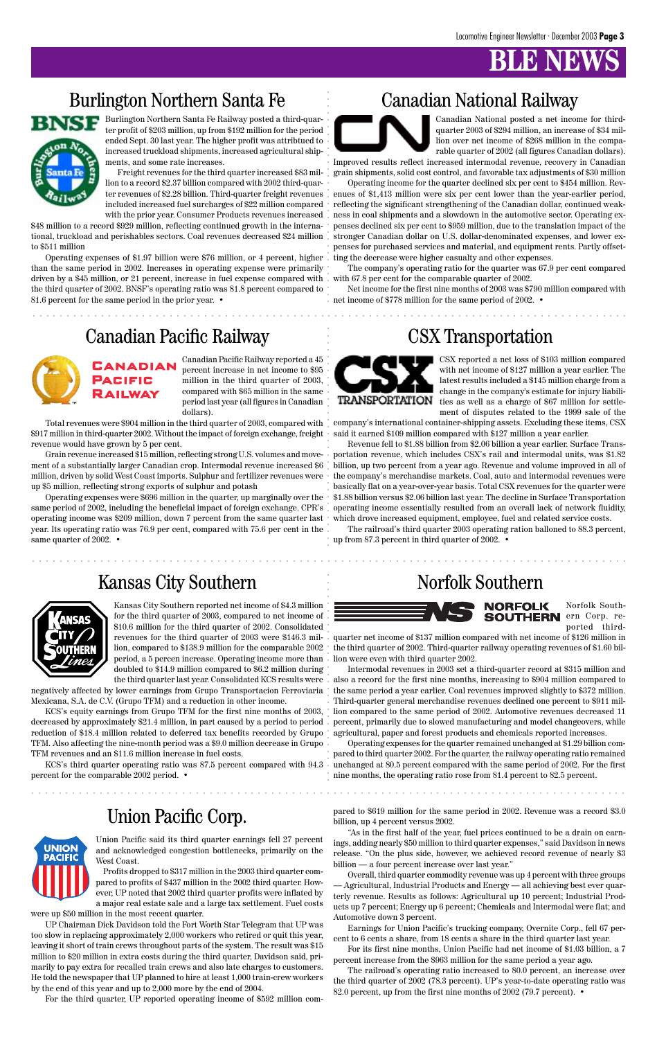# BLE NEWS

## Burlington Northern Santa Fe

Burlington Northern Santa Fe Railway posted a third-quarter profit of $203 million, up from $192 million for the period ended Sept. 30 last year. The higher profit was attribtued to increased truckload shipments, increased agricultural shipments, and some rate increases.

Freight revenues for the third quarter increased $83 million to a record $2.37 billion compared with 2002 third-quarter revenues of $2.28 billion. Third-quarter freight revenues included increased fuel surcharges of $22 million compared with the prior year. Consumer Products revenues increased $48 million to a record $929 million, reflecting continued growth in the international, truckload and perishables sectors. Coal revenues decreased $24 million to $511 million

Operating expenses of $1.97 billion were $76 million, or 4 percent, higher than the same period in 2002. Increases in operating expense were primarily driven by a $45 million, or 21 percent, increase in fuel expense compared with the third quarter of 2002. BNSF's operating ratio was 81.8 percent compared to 81.6 percent for the same period in the prior year. •

## Canadian National Railway

Canadian National posted a net income for third-quarter 2003 of $294 million, an increase of $34 million over net income of $268 million in the comparable quarter of 2002 (all figures Canadian dollars). Improved results reflect increased intermodal revenue, recovery in Canadian grain shipments, solid cost control, and favorable tax adjustments of $30 million

Operating income for the quarter declined six per cent to $454 million. Revenues of $1,413 million were six per cent lower than the year-earlier period, reflecting the significant strengthening of the Canadian dollar, continued weakness in coal shipments and a slowdown in the automotive sector. Operating expenses declined six per cent to $959 million, due to the translation impact of the stronger Canadian dollar on U.S. dollar-denominated expenses, and lower expenses for purchased services and material, and equipment rents. Partly offsetting the decrease were higher casualty and other expenses.

The company's operating ratio for the quarter was 67.9 per cent compared with 67.8 per cent for the comparable quarter of 2002.

Net income for the first nine months of 2003 was $790 million compared with net income of $778 million for the same period of 2002. •

## Canadian Pacific Railway

Canadian Pacific Railway reported a 45 percent increase in net income to $95 million in the third quarter of 2003, compared with $65 million in the same period last year (all figures in Canadian dollars).

Total revenues were $904 million in the third quarter of 2003, compared with $917 million in third-quarter 2002. Without the impact of foreign exchange, freight revenue would have grown by 5 per cent.

Grain revenue increased $15 million, reflecting strong U.S. volumes and movement of a substantially larger Canadian crop. Intermodal revenue increased $6 million, driven by solid West Coast imports. Sulphur and fertilizer revenues were up $5 million, reflecting strong exports of sulphur and potash

Operating expenses were $696 million in the quarter, up marginally over the same period of 2002, including the beneficial impact of foreign exchange. CPR's operating income was $209 million, down 7 percent from the same quarter last year. Its operating ratio was 76.9 per cent, compared with 75.6 per cent in the same quarter of 2002. •

## CSX Transportation

CSX reported a net loss of $103 million compared with net income of $127 million a year earlier. The latest results included a $145 million charge from a change in the company's estimate for injury liabilities as well as a charge of $67 million for settlement of disputes related to the 1999 sale of the company's international container-shipping assets. Excluding these items, CSX said it earned $109 million compared with $127 million a year earlier.

Revenue fell to $1.88 billion from $2.06 billion a year earlier. Surface Transportation revenue, which includes CSX's rail and intermodal units, was $1.82 billion, up two percent from a year ago. Revenue and volume improved in all of the company's merchandise markets. Coal, auto and intermodal revenues were basically flat on a year-over-year basis. Total CSX revenues for the quarter were $1.88 billion versus $2.06 billion last year. The decline in Surface Transportation operating income essentially resulted from an overall lack of network fluidity, which drove increased equipment, employee, fuel and related service costs.

The railroad's third quarter 2003 operating ration balloned to 88.3 percent, up from 87.3 percent in third quarter of 2002. •

## Kansas City Southern

Kansas City Southern reported net income of $4.3 million for the third quarter of 2003, compared to net income of $10.6 million for the third quarter of 2002. Consolidated revenues for the third quarter of 2003 were $146.3 million, compared to $138.9 million for the comparable 2002 period, a 5 percen increase. Operating income more than doubled to $14.9 million compared to $6.2 million during the third quarter last year. Consolidated KCS results were negatively affected by lower earnings from Grupo Transportacion Ferroviaria Mexicana, S.A. de C.V. (Grupo TFM) and a reduction in other income.

KCS's equity earnings from Grupo TFM for the first nine months of 2003, decreased by approximately $21.4 million, in part caused by a period to period reduction of $18.4 million related to deferred tax benefits recorded by Grupo TFM. Also affecting the nine-month period was a $9.0 million decrease in Grupo TFM revenues and an $11.6 million increase in fuel costs.

KCS's third quarter operating ratio was 87.5 percent compared with 94.3 percent for the comparable 2002 period. •

## Norfolk Southern

Norfolk Southern Corp. reported third-quarter net income of $137 million compared with net income of $126 million in the third quarter of 2002. Third-quarter railway operating revenues of $1.60 billion were even with third quarter 2002.

Intermodal revenues in 2003 set a third-quarter record at $315 million and also a record for the first nine months, increasing to $904 million compared to the same period a year earlier. Coal revenues improved slightly to $372 million. Third-quarter general merchandise revenues declined one percent to $911 million compared to the same period of 2002. Automotive revenues decreased 11 percent, primarily due to slowed manufacturing and model changeovers, while agricultural, paper and forest products and chemicals reported increases.

Operating expenses for the quarter remained unchanged at $1.29 billion compared to third quarter 2002. For the quarter, the railway operating ratio remained unchanged at 80.5 percent compared with the same period of 2002. For the first nine months, the operating ratio rose from 81.4 percent to 82.5 percent.

## Union Pacific Corp.

Union Pacific said its third quarter earnings fell 27 percent and acknowledged congestion bottlenecks, primarily on the West Coast.

Profits dropped to $317 million in the 2003 third quarter compared to profits of $437 million in the 2002 third quarter. However, UP noted that 2002 third quarter profits were inflated by a major real estate sale and a large tax settlement. Fuel costs were up $50 million in the most recent quarter.

UP Chairman Dick Davidson told the Fort Worth Star Telegram that UP was too slow in replacing approximately 2,000 workers who retired or quit this year, leaving it short of train crews throughout parts of the system. The result was $15 million to $20 million in extra costs during the third quarter, Davidson said, primarily to pay extra for recalled train crews and also late charges to customers. He told the newspaper that UP planned to hire at least 1,000 train-crew workers by the end of this year and up to 2,000 more by the end of 2004.

For the third quarter, UP reported operating income of $592 million compared to $619 million for the same period in 2002. Revenue was a record $3.0 billion, up 4 percent versus 2002.

"As in the first half of the year, fuel prices continued to be a drain on earnings, adding nearly $50 million to third quarter expenses," said Davidson in news release. "On the plus side, however, we achieved record revenue of nearly $3 billion — a four percent increase over last year."

Overall, third quarter commodity revenue was up 4 percent with three groups — Agricultural, Industrial Products and Energy — all achieving best ever quarterly revenue. Results as follows: Agricultural up 10 percent; Industrial Products up 7 percent; Energy up 6 percent; Chemicals and Intermodal were flat; and Automotive down 3 percent.

Earnings for Union Pacific's trucking company, Overnite Corp., fell 67 percent to 6 cents a share, from 18 cents a share in the third quarter last year.

For its first nine months, Union Pacific had net income of $1.03 billion, a 7 percent increase from the $963 million for the same period a year ago.

The railroad's operating ratio increased to 80.0 percent, an increase over the third quarter of 2002 (78.3 percent). UP's year-to-date operating ratio was 82.0 percent, up from the first nine months of 2002 (79.7 percent). •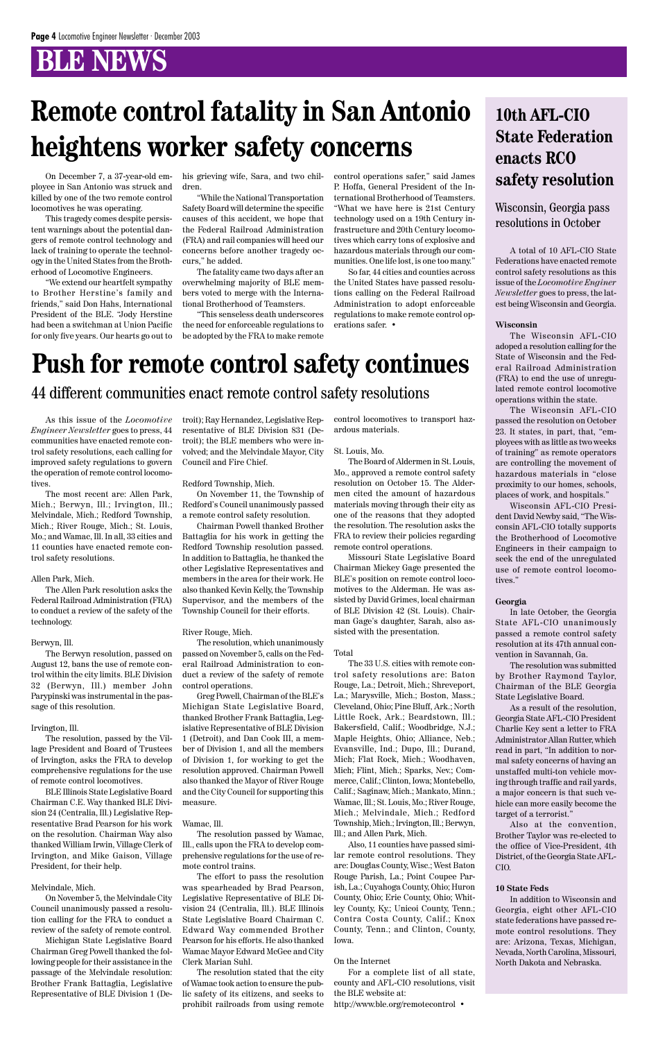# BLE NEWS

# Remote control fatality in San Antonio heightens worker safety concerns

On December 7, a 37-year-old employee in San Antonio was struck and killed by one of the two remote control locomotives he was operating.

This tragedy comes despite persistent warnings about the potential dangers of remote control technology and lack of training to operate the technology in the United States from the Brotherhood of Locomotive Engineers.

"We extend our heartfelt sympathy to Brother Herstine's family and friends," said Don Hahs, International President of the BLE. "Jody Herstine had been a switchman at Union Pacific for only five years. Our hearts go out to his grieving wife, Sara, and two children.

"While the National Transportation Safety Board will determine the specific causes of this accident, we hope that the Federal Railroad Administration (FRA) and rail companies will heed our concerns before another tragedy occurs," he added.

The fatality came two days after an overwhelming majority of BLE members voted to merge with the International Brotherhood of Teamsters.

"This senseless death underscores the need for enforceable regulations to be adopted by the FRA to make remote control operations safer," said James P. Hoffa, General President of the International Brotherhood of Teamsters. "What we have here is 21st Century technology used on a 19th Century infrastructure and 20th Century locomotives which carry tons of explosive and hazardous materials through our communities. One life lost, is one too many."

So far, 44 cities and counties across the United States have passed resolutions calling on the Federal Railroad Administration to adopt enforceable regulations to make remote control operations safer. •

# Push for remote control safety continues

## 44 different communities enact remote control safety resolutions

As this issue of the *Locomotive Engineer Newsletter* goes to press, 44 communities have enacted remote control safety resolutions, each calling for improved safety regulations to govern the operation of remote control locomotives.

The most recent are: Allen Park, Mich.; Berwyn, Ill.; Irvington, Ill.; Melvindale, Mich.; Redford Township, Mich.; River Rouge, Mich.; St. Louis, Mo.; and Wamac, Ill. In all, 33 cities and 11 counties have enacted remote control safety resolutions.

Allen Park, Mich.

The Allen Park resolution asks the Federal Railroad Administration (FRA) to conduct a review of the safety of the technology.

Berwyn, Ill.

The Berwyn resolution, passed on August 12, bans the use of remote control within the city limits. BLE Division 32 (Berwyn, Ill.) member John Parypinski was instrumental in the passage of this resolution.

Irvington, Ill.

The resolution, passed by the Village President and Board of Trustees of Irvington, asks the FRA to develop comprehensive regulations for the use of remote control locomotives.

BLE Illinois State Legislative Board Chairman C.E. Way thanked BLE Division 24 (Centralia, Ill.) Legislative Representative Brad Pearson for his work on the resolution. Chairman Way also thanked William Irwin, Village Clerk of Irvington, and Mike Gaison, Village President, for their help.

Melvindale, Mich.

On November 5, the Melvindale City Council unanimously passed a resolution calling for the FRA to conduct a review of the safety of remote control.

Michigan State Legislative Board Chairman Greg Powell thanked the following people for their assistance in the passage of the Melvindale resolution: Brother Frank Battaglia, Legislative Representative of BLE Division 1 (Detroit); Ray Hernandez, Legislative Representative of BLE Division 831 (Detroit); the BLE members who were involved; and the Melvindale Mayor, City Council and Fire Chief.

Redford Township, Mich.

On November 11, the Township of Redford's Council unanimously passed a remote control safety resolution.

Chairman Powell thanked Brother Battaglia for his work in getting the Redford Township resolution passed. In addition to Battaglia, he thanked the other Legislative Representatives and members in the area for their work. He also thanked Kevin Kelly, the Township Supervisor, and the members of the Township Council for their efforts.

River Rouge, Mich.

The resolution, which unanimously passed on November 5, calls on the Federal Railroad Administration to conduct a review of the safety of remote control operations.

Greg Powell, Chairman of the BLE's Michigan State Legislative Board, thanked Brother Frank Battaglia, Legislative Representative of BLE Division 1 (Detroit), and Dan Cook III, a member of Division 1, and all the members of Division 1, for working to get the resolution approved. Chairman Powell also thanked the Mayor of River Rouge and the City Council for supporting this measure.

Wamac, Ill.

The resolution passed by Wamac, Ill., calls upon the FRA to develop comprehensive regulations for the use of remote control trains.

The effort to pass the resolution was spearheaded by Brad Pearson, Legislative Representative of BLE Division 24 (Centralia, Ill.). BLE Illinois State Legislative Board Chairman C. Edward Way commended Brother Pearson for his efforts. He also thanked Wamac Mayor Edward McGee and City Clerk Marian Suhl.

The resolution stated that the city of Wamac took action to ensure the public safety of its citizens, and seeks to prohibit railroads from using remote control locomotives to transport hazardous materials.

St. Louis, Mo.

The Board of Aldermen in St. Louis, Mo., approved a remote control safety resolution on October 15. The Aldermen cited the amount of hazardous materials moving through their city as one of the reasons that they adopted the resolution. The resolution asks the FRA to review their policies regarding remote control operations.

Missouri State Legislative Board Chairman Mickey Gage presented the BLE's position on remote control locomotives to the Alderman. He was assisted by David Grimes, local chairman of BLE Division 42 (St. Louis). Chairman Gage's daughter, Sarah, also assisted with the presentation.

Total

The 33 U.S. cities with remote control safety resolutions are: Baton Rouge, La.; Detroit, Mich.; Shreveport, La.; Marysville, Mich.; Boston, Mass.; Cleveland, Ohio; Pine Bluff, Ark.; North Little Rock, Ark.; Beardstown, Ill.; Bakersfield, Calif.; Woodbridge, N.J.; Maple Heights, Ohio; Alliance, Neb.; Evansville, Ind.; Dupo, Ill.; Durand, Mich; Flat Rock, Mich.; Woodhaven, Mich; Flint, Mich.; Sparks, Nev.; Commerce, Calif.; Clinton, Iowa; Montebello, Calif.; Saginaw, Mich.; Mankato, Minn.; Wamac, Ill.; St. Louis, Mo.; River Rouge, Mich.; Melvindale, Mich.; Redford Township, Mich.; Irvington, Ill.; Berwyn, Ill.; and Allen Park, Mich.

Also, 11 counties have passed similar remote control resolutions. They are: Douglas County, Wisc.; West Baton Rouge Parish, La.; Point Coupee Parish, La.; Cuyahoga County, Ohio; Huron County, Ohio; Erie County, Ohio; Whitley County, Ky.; Unicoi County, Tenn.; Contra Costa County, Calif.; Knox County, Tenn.; and Clinton, County, Iowa.

On the Internet

For a complete list of all state, county and AFL-CIO resolutions, visit the BLE website at:

http://www.ble.org/remotecontrol •

# 10th AFL-CIO State Federation enacts RCO safety resolution

## Wisconsin, Georgia pass resolutions in October

A total of 10 AFL-CIO State Federations have enacted remote control safety resolutions as this issue of the *Locomotive Engineer Newsletter* goes to press, the latest being Wisconsin and Georgia.

**Wisconsin**

The Wisconsin AFL-CIO adoped a resolution calling for the State of Wisconsin and the Federal Railroad Administration (FRA) to end the use of unregulated remote control locomotive operations within the state.

The Wisconsin AFL-CIO passed the resolution on October 23. It states, in part, that, "employees with as little as two weeks of training" as remote operators are controlling the movement of hazardous materials in "close proximity to our homes, schools, places of work, and hospitals."

Wisconsin AFL-CIO President David Newby said, "The Wisconsin AFL-CIO totally supports the Brotherhood of Locomotive Engineers in their campaign to seek the end of the unregulated use of remote control locomotives."

**Georgia**

In late October, the Georgia State AFL-CIO unanimously passed a remote control safety resolution at its 47th annual convention in Savannah, Ga.

The resolution was submitted by Brother Raymond Taylor, Chairman of the BLE Georgia State Legislative Board.

As a result of the resolution, Georgia State AFL-CIO President Charlie Key sent a letter to FRA Administrator Allan Rutter, which read in part, "In addition to normal safety concerns of having an unstaffed multi-ton vehicle moving through traffic and rail yards, a major concern is that such vehicle can more easily become the target of a terrorist."

Also at the convention, Brother Taylor was re-elected to the office of Vice-President, 4th District, of the Georgia State AFL-CIO.

**10 State Feds**

In addition to Wisconsin and Georgia, eight other AFL-CIO state federations have passed remote control resolutions. They are: Arizona, Texas, Michigan, Nevada, North Carolina, Missouri, North Dakota and Nebraska.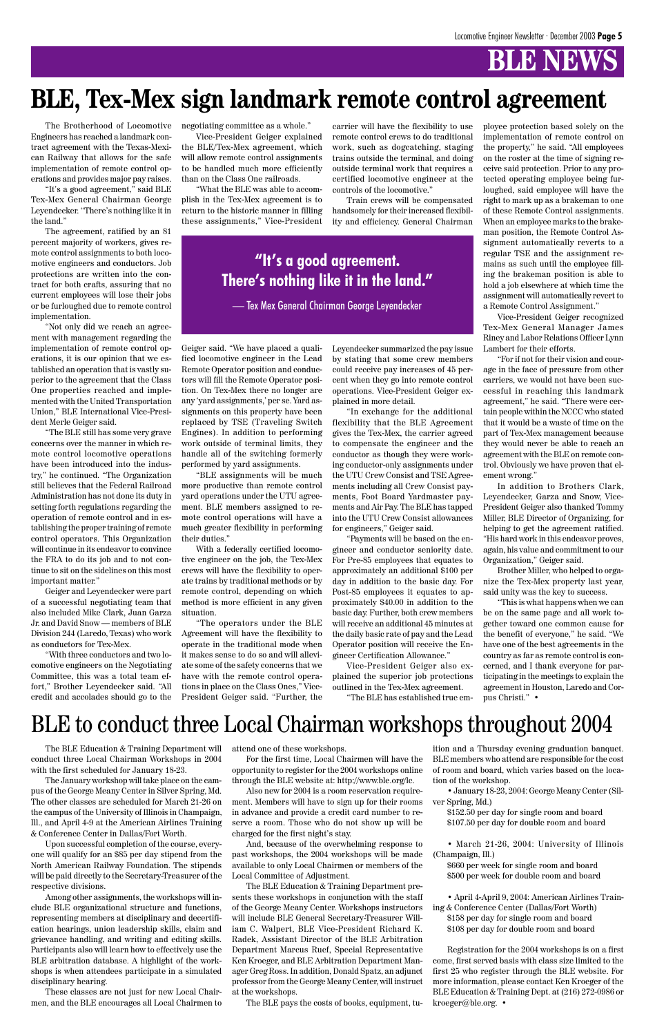# BLE NEWS

# BLE, Tex-Mex sign landmark remote control agreement

The Brotherhood of Locomotive Engineers has reached a landmark contract agreement with the Texas-Mexican Railway that allows for the safe implementation of remote control operations and provides major pay raises.

"It's a good agreement," said BLE Tex-Mex General Chairman George Leyendecker. "There's nothing like it in the land."

The agreement, ratified by an 81 percent majority of workers, gives remote control assignments to both locomotive engineers and conductors. Job protections are written into the contract for both crafts, assuring that no current employees will lose their jobs or be furloughed due to remote control implementation.

"Not only did we reach an agreement with management regarding the implementation of remote control operations, it is our opinion that we established an operation that is vastly superior to the agreement that the Class One properties reached and implemented with the United Transportation Union," BLE International Vice-President Merle Geiger said.

"The BLE still has some very grave concerns over the manner in which remote control locomotive operations have been introduced into the industry," he continued. "The Organization still believes that the Federal Railroad Administration has not done its duty in setting forth regulations regarding the operation of remote control and in establishing the proper training of remote control operators. This Organization will continue in its endeavor to convince the FRA to do its job and to not continue to sit on the sidelines on this most important matter."

Geiger and Leyendecker were part of a successful negotiating team that also included Mike Clark, Juan Garza Jr. and David Snow — members of BLE Division 244 (Laredo, Texas) who work as conductors for Tex-Mex.

"With three conductors and two locomotive engineers on the Negotiating Committee, this was a total team effort," Brother Leyendecker said. "All credit and accolades should go to the negotiating committee as a whole."

Vice-President Geiger explained the BLE/Tex-Mex agreement, which will allow remote control assignments to be handled much more efficiently than on the Class One railroads.

"What the BLE was able to accomplish in the Tex-Mex agreement is to return to the historic manner in filling these assignments," Vice-President Geiger said. "We have placed a qualified locomotive engineer in the Lead Remote Operator position and conductors will fill the Remote Operator position. On Tex-Mex there no longer are any 'yard assignments,' per se. Yard assignments on this property have been replaced by TSE (Traveling Switch Engines). In addition to performing work outside of terminal limits, they handle all of the switching formerly performed by yard assignments.

"BLE assignments will be much more productive than remote control yard operations under the UTU agreement. BLE members assigned to remote control operations will have a much greater flexibility in performing their duties."

With a federally certified locomotive engineer on the job, the Tex-Mex crews will have the flexibility to operate trains by traditional methods or by remote control, depending on which method is more efficient in any given situation.

"The operators under the BLE Agreement will have the flexibility to operate in the traditional mode when it makes sense to do so and will alleviate some of the safety concerns that we have with the remote control operations in place on the Class Ones," Vice-President Geiger said. "Further, the carrier will have the flexibility to use remote control crews to do traditional work, such as dogcatching, staging trains outside the terminal, and doing outside terminal work that requires a certified locomotive engineer at the controls of the locomotive."

Train crews will be compensated handsomely for their increased flexibility and efficiency. General Chairman Leyendecker summarized the pay issue by stating that some crew members could receive pay increases of 45 percent when they go into remote control operations. Vice-President Geiger explained in more detail.

> **"It's a good agreement. There's nothing like it in the land."**
>
> — Tex Mex General Chairman George Leyendecker

"In exchange for the additional flexibility that the BLE Agreement gives the Tex-Mex, the carrier agreed to compensate the engineer and the conductor as though they were working conductor-only assignments under the UTU Crew Consist and TSE Agreements including all Crew Consist payments, Foot Board Yardmaster payments and Air Pay. The BLE has tapped into the UTU Crew Consist allowances for engineers," Geiger said.

"Payments will be based on the engineer and conductor seniority date. For Pre-85 employees that equates to approximately an additional $100 per day in addition to the basic day. For Post-85 employees it equates to approximately $40.00 in addition to the basic day. Further, both crew members will receive an additional 45 minutes at the daily basic rate of pay and the Lead Operator position will receive the Engineer Certification Allowance."

Vice-President Geiger also explained the superior job protections outlined in the Tex-Mex agreement.

"The BLE has established true employee protection based solely on the implementation of remote control on the property," he said. "All employees on the roster at the time of signing receive said protection. Prior to any protected operating employee being furloughed, said employee will have the right to mark up as a brakeman to one of these Remote Control Assignments. When an employee marks to the brakeman position, the Remote Control Assignment automatically reverts to a regular TSE and the assignment remains as such until the employee filling the brakeman position is able to hold a job elsewhere at which time the assignment will automatically revert to a Remote Control Assignment."

Vice-President Geiger recognized Tex-Mex General Manager James Riney and Labor Relations Officer Lynn Lambert for their efforts.

"For if not for their vision and courage in the face of pressure from other carriers, we would not have been successful in reaching this landmark agreement," he said. "There were certain people within the NCCC who stated that it would be a waste of time on the part of Tex-Mex management because they would never be able to reach an agreement with the BLE on remote control. Obviously we have proven that element wrong."

In addition to Brothers Clark, Leyendecker, Garza and Snow, Vice-President Geiger also thanked Tommy Miller, BLE Director of Organizing, for helping to get the agreement ratified. "His hard work in this endeavor proves, again, his value and commitment to our Organization," Geiger said.

Brother Miller, who helped to organize the Tex-Mex property last year, said unity was the key to success.

"This is what happens when we can be on the same page and all work together toward one common cause for the benefit of everyone," he said. "We have one of the best agreements in the country as far as remote control is concerned, and I thank everyone for participating in the meetings to explain the agreement in Houston, Laredo and Corpus Christi." •

# BLE to conduct three Local Chairman workshops throughout 2004

The BLE Education & Training Department will conduct three Local Chairman Workshops in 2004 with the first scheduled for January 18-23.

The January workshop will take place on the campus of the George Meany Center in Silver Spring, Md. The other classes are scheduled for March 21-26 on the campus of the University of Illinois in Champaign, Ill., and April 4-9 at the American Airlines Training & Conference Center in Dallas/Fort Worth.

Upon successful completion of the course, everyone will qualify for an $85 per day stipend from the North American Railway Foundation. The stipends will be paid directly to the Secretary-Treasurer of the respective divisions.

Among other assignments, the workshops will include BLE organizational structure and functions, representing members at disciplinary and decertification hearings, union leadership skills, claim and grievance handling, and writing and editing skills. Participants also will learn how to effectively use the BLE arbitration database. A highlight of the workshops is when attendees participate in a simulated disciplinary hearing.

These classes are not just for new Local Chairmen, and the BLE encourages all Local Chairmen to attend one of these workshops.

For the first time, Local Chairmen will have the opportunity to register for the 2004 workshops online through the BLE website at: http://www.ble.org/lc.

Also new for 2004 is a room reservation requirement. Members will have to sign up for their rooms in advance and provide a credit card number to reserve a room. Those who do not show up will be charged for the first night's stay.

And, because of the overwhelming response to past workshops, the 2004 workshops will be made available to only Local Chairmen or members of the Local Committee of Adjustment.

The BLE Education & Training Department presents these workshops in conjunction with the staff of the George Meany Center. Workshops instructors will include BLE General Secretary-Treasurer William C. Walpert, BLE Vice-President Richard K. Radek, Assistant Director of the BLE Arbitration Department Marcus Ruef, Special Representative Ken Kroeger, and BLE Arbitration Department Manager Greg Ross. In addition, Donald Spatz, an adjunct professor from the George Meany Center, will instruct at the workshops.

The BLE pays the costs of books, equipment, tuition and a Thursday evening graduation banquet. BLE members who attend are responsible for the cost of room and board, which varies based on the location of the workshop.

- January 18-23, 2004: George Meany Center (Silver Spring, Md.)
  $152.50 per day for single room and board
  $107.50 per day for double room and board

- March 21-26, 2004: University of Illinois (Champaign, Ill.)
  $660 per week for single room and board
  $500 per week for double room and board

- April 4-April 9, 2004: American Airlines Training & Conference Center (Dallas/Fort Worth)
  $158 per day for single room and board
  $108 per day for double room and board

Registration for the 2004 workshops is on a first come, first served basis with class size limited to the first 25 who register through the BLE website. For more information, please contact Ken Kroeger of the BLE Education & Training Dept. at (216) 272-0986 or kroeger@ble.org. •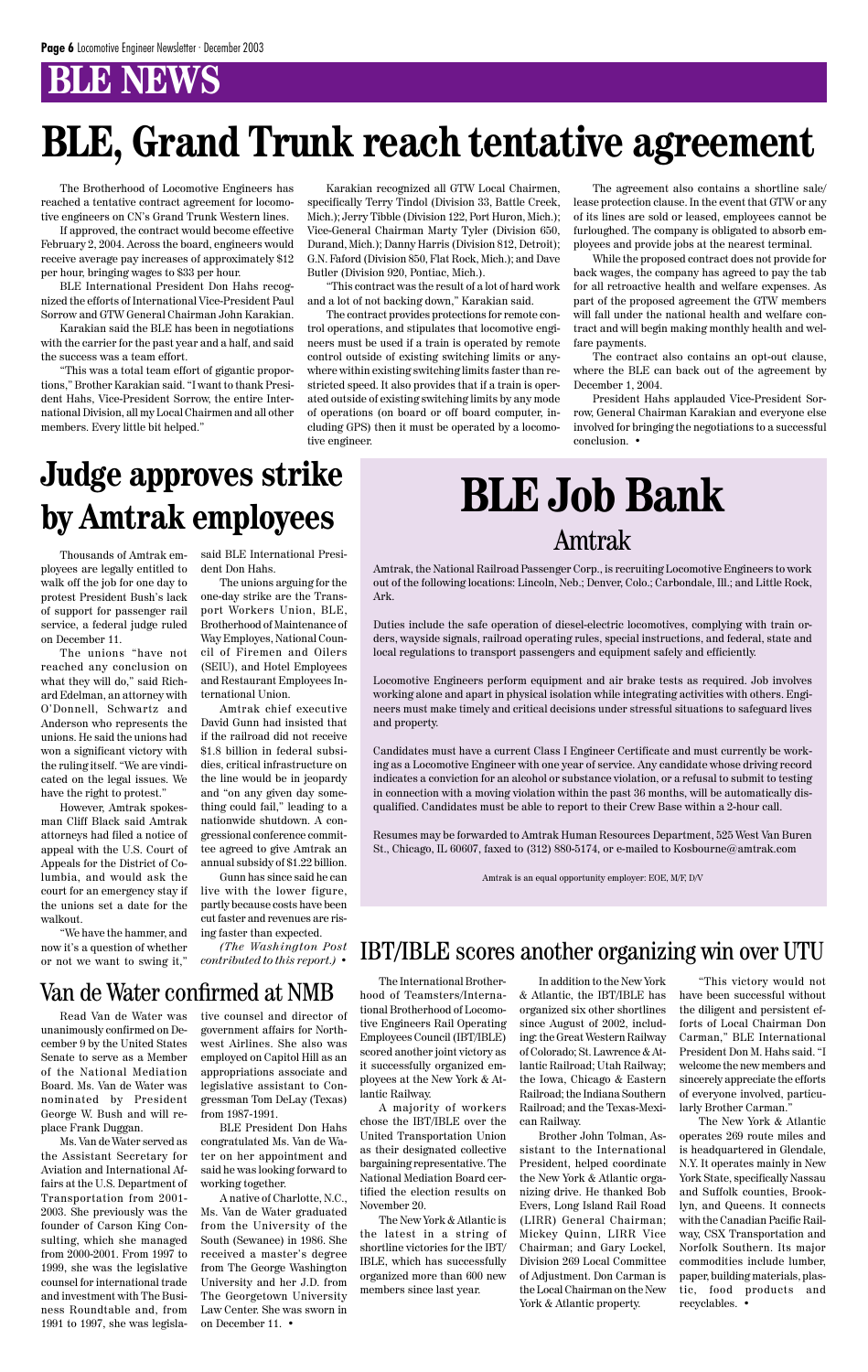# BLE NEWS

# BLE, Grand Trunk reach tentative agreement

The Brotherhood of Locomotive Engineers has reached a tentative contract agreement for locomotive engineers on CN's Grand Trunk Western lines.

If approved, the contract would become effective February 2, 2004. Across the board, engineers would receive average pay increases of approximately $12 per hour, bringing wages to $33 per hour.

BLE International President Don Hahs recognized the efforts of International Vice-President Paul Sorrow and GTW General Chairman John Karakian.

Karakian said the BLE has been in negotiations with the carrier for the past year and a half, and said the success was a team effort.

"This was a total team effort of gigantic proportions," Brother Karakian said. "I want to thank President Hahs, Vice-President Sorrow, the entire International Division, all my Local Chairmen and all other members. Every little bit helped."

Karakian recognized all GTW Local Chairmen, specifically Terry Tindol (Division 33, Battle Creek, Mich.); Jerry Tibble (Division 122, Port Huron, Mich.); Vice-General Chairman Marty Tyler (Division 650, Durand, Mich.); Danny Harris (Division 812, Detroit); G.N. Faford (Division 850, Flat Rock, Mich.); and Dave Butler (Division 920, Pontiac, Mich.).

"This contract was the result of a lot of hard work and a lot of not backing down," Karakian said.

The contract provides protections for remote control operations, and stipulates that locomotive engineers must be used if a train is operated by remote control outside of existing switching limits or anywhere within existing switching limits faster than restricted speed. It also provides that if a train is operated outside of existing switching limits by any mode of operations (on board or off board computer, including GPS) then it must be operated by a locomotive engineer.

The agreement also contains a shortline sale/lease protection clause. In the event that GTW or any of its lines are sold or leased, employees cannot be furloughed. The company is obligated to absorb employees and provide jobs at the nearest terminal.

While the proposed contract does not provide for back wages, the company has agreed to pay the tab for all retroactive health and welfare expenses. As part of the proposed agreement the GTW members will fall under the national health and welfare contract and will begin making monthly health and welfare payments.

The contract also contains an opt-out clause, where the BLE can back out of the agreement by December 1, 2004.

President Hahs applauded Vice-President Sorrow, General Chairman Karakian and everyone else involved for bringing the negotiations to a successful conclusion. •

# Judge approves strike by Amtrak employees

Thousands of Amtrak employees are legally entitled to walk off the job for one day to protest President Bush's lack of support for passenger rail service, a federal judge ruled on December 11.

The unions "have not reached any conclusion on what they will do," said Richard Edelman, an attorney with O'Donnell, Schwartz and Anderson who represents the unions. He said the unions had won a significant victory with the ruling itself. "We are vindicated on the legal issues. We have the right to protest."

However, Amtrak spokesman Cliff Black said Amtrak attorneys had filed a notice of appeal with the U.S. Court of Appeals for the District of Columbia, and would ask the court for an emergency stay if the unions set a date for the walkout.

"We have the hammer, and now it's a question of whether or not we want to swing it," said BLE International President Don Hahs.

The unions arguing for the one-day strike are the Transport Workers Union, BLE, Brotherhood of Maintenance of Way Employes, National Council of Firemen and Oilers (SEIU), and Hotel Employees and Restaurant Employees International Union.

Amtrak chief executive David Gunn had insisted that if the railroad did not receive $1.8 billion in federal subsidies, critical infrastructure on the line would be in jeopardy and "on any given day something could fail," leading to a nationwide shutdown. A congressional conference committee agreed to give Amtrak an annual subsidy of $1.22 billion.

Gunn has since said he can live with the lower figure, partly because costs have been cut faster and revenues are rising faster than expected.

*(The Washington Post contributed to this report.)* •

# BLE Job Bank

## Amtrak

Amtrak, the National Railroad Passenger Corp., is recruiting Locomotive Engineers to work out of the following locations: Lincoln, Neb.; Denver, Colo.; Carbondale, Ill.; and Little Rock, Ark.

Duties include the safe operation of diesel-electric locomotives, complying with train orders, wayside signals, railroad operating rules, special instructions, and federal, state and local regulations to transport passengers and equipment safely and efficiently.

Locomotive Engineers perform equipment and air brake tests as required. Job involves working alone and apart in physical isolation while integrating activities with others. Engineers must make timely and critical decisions under stressful situations to safeguard lives and property.

Candidates must have a current Class I Engineer Certificate and must currently be working as a Locomotive Engineer with one year of service. Any candidate whose driving record indicates a conviction for an alcohol or substance violation, or a refusal to submit to testing in connection with a moving violation within the past 36 months, will be automatically disqualified. Candidates must be able to report to their Crew Base within a 2-hour call.

Resumes may be forwarded to Amtrak Human Resources Department, 525 West Van Buren St., Chicago, IL 60607, faxed to (312) 880-5174, or e-mailed to Kosbourne@amtrak.com

Amtrak is an equal opportunity employer: EOE, M/F, D/V

## IBT/IBLE scores another organizing win over UTU

The International Brotherhood of Teamsters/International Brotherhood of Locomotive Engineers Rail Operating Employees Council (IBT/IBLE) scored another joint victory as it successfully organized employees at the New York & Atlantic Railway.

A majority of workers chose the IBT/IBLE over the United Transportation Union as their designated collective bargaining representative. The National Mediation Board certified the election results on November 20.

The New York & Atlantic is the latest in a string of shortline victories for the IBT/IBLE, which has successfully organized more than 600 new members since last year.

In addition to the New York & Atlantic, the IBT/IBLE has organized six other shortlines since August of 2002, including: the Great Western Railway of Colorado; St. Lawrence & Atlantic Railroad; Utah Railway; the Iowa, Chicago & Eastern Railroad; the Indiana Southern Railroad; and the Texas-Mexican Railway.

Brother John Tolman, Assistant to the International President, helped coordinate the New York & Atlantic organizing drive. He thanked Bob Evers, Long Island Rail Road (LIRR) General Chairman; Mickey Quinn, LIRR Vice Chairman; and Gary Lockel, Division 269 Local Committee of Adjustment. Don Carman is the Local Chairman on the New York & Atlantic property.

"This victory would not have been successful without the diligent and persistent efforts of Local Chairman Don Carman," BLE International President Don M. Hahs said. "I welcome the new members and sincerely appreciate the efforts of everyone involved, particularly Brother Carman."

The New York & Atlantic operates 269 route miles and is headquartered in Glendale, N.Y. It operates mainly in New York State, specifically Nassau and Suffolk counties, Brooklyn, and Queens. It connects with the Canadian Pacific Railway, CSX Transportation and Norfolk Southern. Its major commodities include lumber, paper, building materials, plastic, food products and recyclables. •

## Van de Water confirmed at NMB

Read Van de Water was unanimously confirmed on December 9 by the United States Senate to serve as a Member of the National Mediation Board. Ms. Van de Water was nominated by President George W. Bush and will replace Frank Duggan.

Ms. Van de Water served as the Assistant Secretary for Aviation and International Affairs at the U.S. Department of Transportation from 2001-2003. She previously was the founder of Carson King Consulting, which she managed from 2000-2001. From 1997 to 1999, she was the legislative counsel for international trade and investment with The Business Roundtable and, from 1991 to 1997, she was legislative counsel and director of government affairs for Northwest Airlines. She also was employed on Capitol Hill as an appropriations associate and legislative assistant to Congressman Tom DeLay (Texas) from 1987-1991.

BLE President Don Hahs congratulated Ms. Van de Water on her appointment and said he was looking forward to working together.

A native of Charlotte, N.C., Ms. Van de Water graduated from the University of the South (Sewanee) in 1986. She received a master's degree from The George Washington University and her J.D. from The Georgetown University Law Center. She was sworn in on December 11. •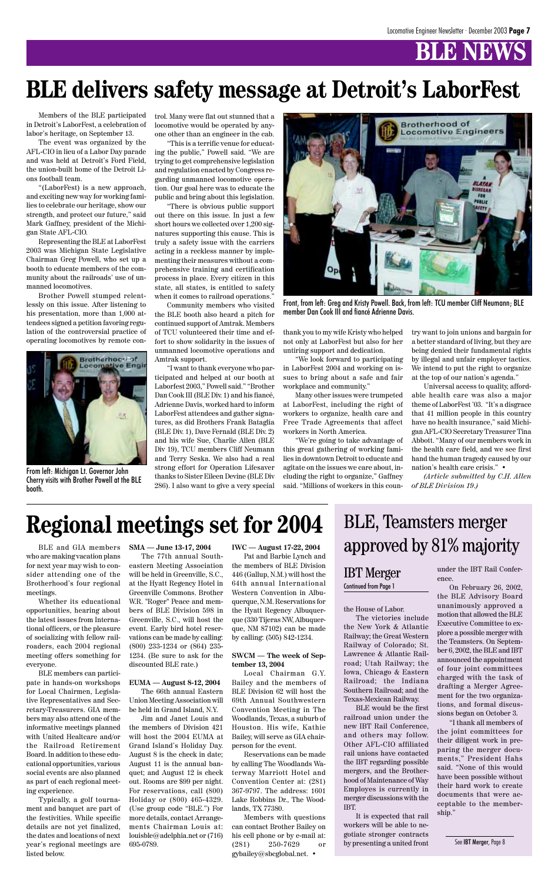# BLE NEWS

# BLE delivers safety message at Detroit's LaborFest

Members of the BLE participated in Detroit's LaborFest, a celebration of labor's heritage, on September 13.

The event was organized by the AFL-CIO in lieu of a Labor Day parade and was held at Detroit's Ford Field, the union-built home of the Detroit Lions football team.

"(LaborFest) is a new approach, and exciting new way for working families to celebrate our heritage, show our strength, and protect our future," said Mark Gaffney, president of the Michigan State AFL-CIO.

Representing the BLE at LaborFest 2003 was Michigan State Legislative Chairman Greg Powell, who set up a booth to educate members of the community about the railroads' use of unmanned locomotives.

Brother Powell stumped relentlessly on this issue. After listening to his presentation, more than 1,000 attendees signed a petition favoring regulation of the controversial practice of operating locomotives by remote control. Many were flat out stunned that a locomotive would be operated by anyone other than an engineer in the cab.

"This is a terrific venue for educating the public," Powell said. "We are trying to get comprehensive legislation and regulation enacted by Congress regarding unmanned locomotive operation. Our goal here was to educate the public and bring about this legislation.

"There is obvious public support out there on this issue. In just a few short hours we collected over 1,200 signatures supporting this cause. This is truly a safety issue with the carriers acting in a reckless manner by implementing their measures without a comprehensive training and certification process in place. Every citizen in this state, all states, is entitled to safety when it comes to railroad operations."

Community members who visited the BLE booth also heard a pitch for continued support of Amtrak. Members of TCU volunteered their time and effort to show solidarity in the issues of unmanned locomotive operations and Amtrak support.

"I want to thank everyone who participated and helped at our booth at Laborfest 2003," Powell said." "Brother Dan Cook III (BLE Div. 1) and his fiancé, Adrienne Davis, worked hard to inform LaborFest attendees and gather signatures, as did Brothers Frank Bataglia (BLE Div. 1), Dave Fernald (BLE Div. 2) and his wife Sue, Charlie Allen (BLE Div 19), TCU members Cliff Neumann and Terry Seska. We also had a real strong effort for Operation Lifesaver thanks to Sister Eileen Devine (BLE Div 286). I also want to give a very special thank you to my wife Kristy who helped not only at LaborFest but also for her untiring support and dedication.

"We look forward to participating in LaborFest 2004 and working on issues to bring about a safe and fair workplace and community."

Many other issues were trumpeted at LaborFest, including the right of workers to organize, health care and Free Trade Agreements that affect workers in North America.

"We're going to take advantage of this great gathering of working families in downtown Detroit to educate and agitate on the issues we care about, including the right to organize," Gaffney said. "Millions of workers in this country want to join unions and bargain for a better standard of living, but they are being denied their fundamental rights by illegal and unfair employer tactics. We intend to put the right to organize at the top of our nation's agenda."

Universal access to quality, affordable health care was also a major theme of LaborFest '03. "It's a disgrace that 41 million people in this country have no health insurance," said Michigan AFL-CIO Secretary Treasurer Tina Abbott. "Many of our members work in the health care field, and we see first hand the human tragedy caused by our nation's health care crisis." •

*(Article submitted by C.H. Allen of BLE Division 19.)*

Front, from left: Greg and Kristy Powell. Back, from left: TCU member Cliff Neumann; BLE member Dan Cook III and fiancé Adrienne Davis.

From left: Michigan Lt. Governor John Cherry visits with Brother Powell at the BLE booth.

# Regional meetings set for 2004

BLE and GIA members who are making vacation plans for next year may wish to consider attending one of the Brotherhood's four regional meetings.

Whether its educational opportunities, hearing about the latest issues from International officers, or the pleasure of socializing with fellow railroaders, each 2004 regional meeting offers something for everyone.

BLE members can participate in hands-on workshops for Local Chairmen, Legislative Representatives and Secretary-Treasurers. GIA members may also attend one of the informative meetings planned with United Healtcare and/or the Railroad Retirement Board. In addition to these educational opportunities, various social events are also planned as part of each regional meeting experience.

Typically, a golf tournament and banquet are part of the festivities. While specific details are not yet finalized, the dates and locations of next year's regional meetings are listed below.

**SMA — June 13-17, 2004**

The 77th annual Southeastern Meeting Association will be held in Greenville, S.C., at the Hyatt Regency Hotel in Greenville Commons. Brother W.R. "Roger" Peace and members of BLE Division 598 in Greenville, S.C., will host the event. Early bird hotel reservations can be made by calling: (800) 233-1234 or (864) 235-1234. (Be sure to ask for the discounted BLE rate.)

**EUMA — August 8-12, 2004**

The 66th annual Eastern Union Meeting Association will be held in Grand Island, N.Y.

Jim and Janet Louis and the members of Division 421 will host the 2004 EUMA at Grand Island's Holiday Day. August 8 is the check in date; August 11 is the annual banquet; and August 12 is check out. Rooms are $99 per night. For reservations, call (800) Holiday or (800) 465-4329. (Use group code "BLE.") For more details, contact Arrangements Chairman Louis at: louisble@adelphia.net or (716) 695-0789.

**IWC — August 17-22, 2004**

Pat and Barbie Lynch and the members of BLE Division 446 (Gallup, N.M.) will host the 64th annual International Western Convention in Albuquerque, N.M. Reservations for the Hyatt Regency Albuquerque (330 Tijeras NW, Albuquerque, NM 87102) can be made by calling: (505) 842-1234.

**SWCM — The week of September 13, 2004**

Local Chairman G.Y. Bailey and the members of BLE Division 62 will host the 69th Annual Southwestern Convention Meeting in The Woodlands, Texas, a suburb of Houston. His wife, Kathie Bailey, will serve as GIA chairperson for the event.

Reservations can be made by calling The Woodlands Waterway Marriott Hotel and Convention Center at: (281) 367-9797. The address: 1601 Lake Robbins Dr., The Woodlands, TX 77380.

Members with questions can contact Brother Bailey on his cell phone or by e-mail at: (281) 250-7629 or gybailey@sbcglobal.net. •

# BLE, Teamsters merger approved by 81% majority

## IBT Merger

Continued from Page 1

the House of Labor.

The victories include the New York & Atlantic Railway; the Great Western Railway of Colorado; St. Lawrence & Atlantic Railroad; Utah Railway; the Iowa, Chicago & Eastern Railroad; the Indiana Southern Railroad; and the Texas-Mexican Railway.

BLE would be the first railroad union under the new IBT Rail Conference, and others may follow. Other AFL-CIO affiliated rail unions have contacted the IBT regarding possible mergers, and the Brotherhood of Maintenance of Way Employes is currently in merger discussions with the IBT.

It is expected that rail workers will be able to negotiate stronger contracts by presenting a united front under the IBT Rail Conference.

On February 26, 2002, the BLE Advisory Board unanimously approved a motion that allowed the BLE Executive Committee to explore a possible merger with the Teamsters. On September 6, 2002, the BLE and IBT announced the appointment of four joint committees charged with the task of drafting a Merger Agreement for the two organizations, and formal discussions began on October 3.

"I thank all members of the joint committees for their diligent work in preparing the merger documents," President Hahs said. "None of this would have been possible without their hard work to create documents that were acceptable to the membership."

See **IBT Merger**, Page 8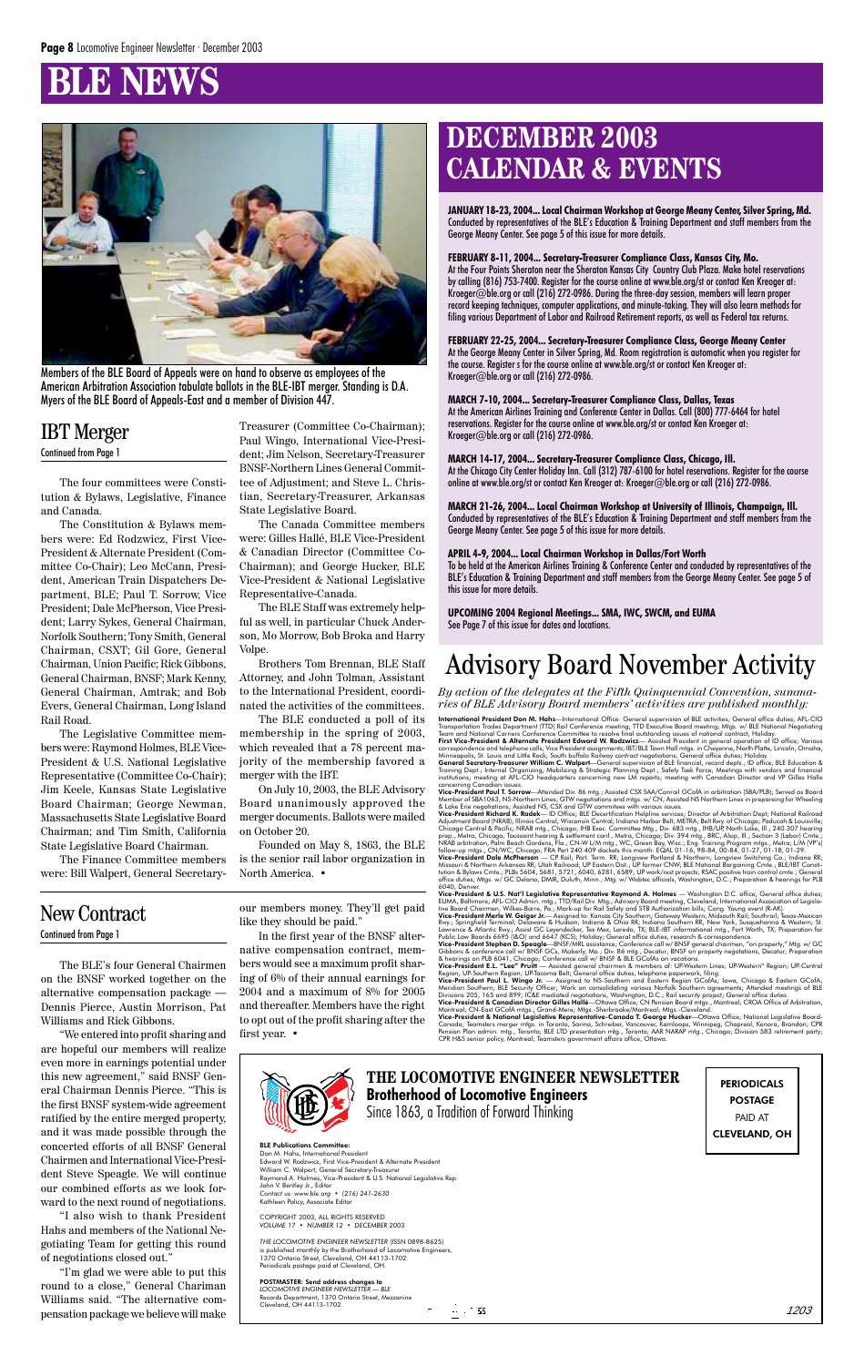# BLE NEWS

Members of the BLE Board of Appeals were on hand to observe as employees of the American Arbitration Association tabulate ballots in the BLE-IBT merger. Standing is D.A. Myers of the BLE Board of Appeals-East and a member of Division 447.

## IBT Merger

Continued from Page 1

The four committees were Constitution & Bylaws, Legislative, Finance and Canada.

The Constitution & Bylaws members were: Ed Rodzwicz, First Vice-President & Alternate President (Committee Co-Chair); Leo McCann, President, American Train Dispatchers Department, BLE; Paul T. Sorrow, Vice President; Dale McPherson, Vice President; Larry Sykes, General Chairman, Norfolk Southern; Tony Smith, General Chairman, CSXT; Gil Gore, General Chairman, Union Pacific; Rick Gibbons, General Chairman, BNSF; Mark Kenny, General Chairman, Amtrak; and Bob Evers, General Chairman, Long Island Rail Road.

The Legislative Committee members were: Raymond Holmes, BLE Vice-President & U.S. National Legislative Representative (Committee Co-Chair); Jim Keele, Kansas State Legislative Board Chairman; George Newman, Massachusetts State Legislative Board Chairman; and Tim Smith, California State Legislative Board Chairman.

The Finance Committee members were: Bill Walpert, General Secretary-Treasurer (Committee Co-Chairman); Paul Wingo, International Vice-President; Jim Nelson, Secretary-Treasurer BNSF-Northern Lines General Committee of Adjustment; and Steve L. Christian, Secretary-Treasurer, Arkansas State Legislative Board.

The Canada Committee members were: Gilles Hallé, BLE Vice-President & Canadian Director (Committee Co-Chairman); and George Hucker, BLE Vice-President & National Legislative Representative-Canada.

The BLE Staff was extremely helpful as well, in particular Chuck Anderson, Mo Morrow, Bob Broka and Harry Volpe.

Brothers Tom Brennan, BLE Staff Attorney, and John Tolman, Assistant to the International President, coordinated the activities of the committees.

The BLE conducted a poll of its membership in the spring of 2003, which revealed that a 78 percent majority of the membership favored a merger with the IBT.

On July 10, 2003, the BLE Advisory Board unanimously approved the merger documents. Ballots were mailed on October 20.

Founded on May 8, 1863, the BLE is the senior rail labor organization in North America. •

## New Contract

Continued from Page 1

The BLE's four General Chairmen on the BNSF worked together on the alternative compensation package — Dennis Pierce, Austin Morrison, Pat Williams and Rick Gibbons.

"We entered into profit sharing and are hopeful our members will realize even more in earnings potential under this new agreement," said BNSF General Chairman Dennis Pierce. "This is the first BNSF system-wide agreement ratified by the entire merged property, and it was made possible through the concerted efforts of all BNSF General Chairmen and International Vice-President Steve Speagle. We will continue our combined efforts as we look forward to the next round of negotiations.

"I also wish to thank President Hahs and members of the National Negotiating Team for getting this round of negotiations closed out."

"I'm glad we were able to put this round to a close," General Chairman Williams said. "The alternative compensation package we believe will make our members money. They'll get paid like they should be paid."

In the first year of the BNSF alternative compensation contract, members would see a maximum profit sharing of 6% of their annual earnings for 2004 and a maximum of 8% for 2005 and thereafter. Members have the right to opt out of the profit sharing after the first year. •

# DECEMBER 2003 CALENDAR & EVENTS

**JANUARY 18-23, 2004... Local Chairman Workshop at George Meany Center, Silver Spring, Md.**
Conducted by representatives of the BLE's Education & Training Department and staff members from the George Meany Center. See page 5 of this issue for more details.

**FEBRUARY 8-11, 2004... Secretary-Treasurer Compliance Class, Kansas City, Mo.**
At the Four Points Sheraton near the Sheraton Kansas City Country Club Plaza. Make hotel reservations by calling (816) 753-7400. Register for the course online at www.ble.org/st or contact Ken Kroeger at: Kroeger@ble.org or call (216) 272-0986. During the three-day session, members will learn proper record keeping techniques, computer applications, and minute-taking. They will also learn methods for filing various Department of Labor and Railroad Retirement reports, as well as Federal tax returns.

**FEBRUARY 22-25, 2004... Secretary-Treasurer Compliance Class, George Meany Center**
At the George Meany Center in Silver Spring, Md. Room registration is automatic when you register for the course. Register s for the course online at www.ble.org/st or contact Ken Kroeger at: Kroeger@ble.org or call (216) 272-0986.

**MARCH 7-10, 2004... Secretary-Treasurer Compliance Class, Dallas, Texas**
At the American Airlines Training and Conference Center in Dallas. Call (800) 777-6464 for hotel reservations. Register for the course online at www.ble.org/st or contact Ken Kroeger at: Kroeger@ble.org or call (216) 272-0986.

**MARCH 14-17, 2004... Secretary-Treasurer Compliance Class, Chicago, Ill.**
At the Chicago City Center Holiday Inn. Call (312) 787-6100 for hotel reservations. Register for the course online at www.ble.org/st or contact Ken Kroeger at: Kroeger@ble.org or call (216) 272-0986.

**MARCH 21-26, 2004... Local Chairman Workshop at University of Illinois, Champaign, Ill.**
Conducted by representatives of the BLE's Education & Training Department and staff members from the George Meany Center. See page 5 of this issue for more details.

**APRIL 4-9, 2004... Local Chairman Workshop in Dallas/Fort Worth**
To be held at the American Airlines Training & Conference Center and conducted by representatives of the BLE's Education & Training Department and staff members from the George Meany Center. See page 5 of this issue for more details.

**UPCOMING 2004 Regional Meetings... SMA, IWC, SWCM, and EUMA**
See Page 7 of this issue for dates and locations.

# Advisory Board November Activity

*By action of the delegates at the Fifth Quinquennial Convention, summaries of BLE Advisory Board members' activities are published monthly:*

**International President Don M. Hahs**—International Office: General supervision of BLE activities; General office duties; AFL-CIO Transportation Trades Department (TTD) Rail Conference meeting; TTD Executive Board meeting; Mtgs. w/ BLE National Negotiating Team and National Carriers Conference Committee to resolve final outstanding issues of national contract; Holiday.

**First Vice-President & Alternate President Edward W. Rodzwicz**— Assisted President in general operation of ID office; Various correspondence and telephone calls; Vice President assignments; IBT/BLE Town Hall mtgs. in Cheyenne, North Platte, Lincoln, Omaha, Minneapolis, St. Louis and Little Rock; South buffalo Railway contract negotiations; General office duties; Holiday.

**General Secretary-Treasurer William C. Walpert**—General supervision of BLE financial, record depts.; ID office; BLE Education & Training Dept.; Internal Organizing, Mobilizing & Strategic Planning Dept.; Safety Task Force; Meetings with vendors and financial institutions; meeting at AFL-CIO headquarters concerning new LM reports; meeting with Canadian Director and VP Gilles Halle concerning Canadian issues.

**Vice-President Paul T. Sorrow**—Attended Div. 86 mtg.; Assisted CSX SAA/Conrail GCofA in arbitration (SBA/PLB); Served as Board Member of SBA1063, NS-Northern Lines; GTW negotiations and mtgs. w/ CN; Assisted NS Northern Lines in preparing for Wheeling & Lake Erie negotiations; Assisted NS, CSX and GTW commitees with various issues.

**Vice-President Richard K. Radek**— ID Office; BLE Decertification Helpline services; Director of Arbitration Dept; National Railroad Adjustment Board (NRAB); Illinois Central; Wisconsin Central; Indiana Harbor Belt; METRA; Belt Rwy. of Chicago; Paducah & Louisville; Chicago Central & Pacific; NRAB mtg., Chicago; IHB Exec. Committee Mtg., Div. 683 mtg., IHB/UP, North Lake, Ill.; 240.307 hearing prep., Metra, Chicago; Toussaint hearing & settlement conf., Metra, Chicago; Div. 394 mtg., BRC, Alsip, Ill.; Section 3 (Labor) Cmte.; NRAB arbitration, Palm Beach Gardens, Fla.; CN-W L/M mtg., WC, Green Bay, Wisc.; Eng. Training Program mtgs., Metra; L/M (VP's) follow-up mtgs., CN/WC, Chicago; FRA Part 240 409 dockets this month: EQAL 01-16, 98-84, 00-84, 01-27, 01-18, 01-29.

**Vice-President Dale McPherson** — CP Rail; Port. Term. RR; Longview Portland & Northern; Longview Switching Co.; Indiana RR; Missouri & Northern Arkansas RR; Utah Railroad; UP Eastern Dist.; UP former CNW; BLE National Bargaining Cmte.; BLE/IBT Constitution & Bylaws Cmte.; PLBs 5604, 5681, 5721, 6040, 6281, 6589; UP work/rest projects; RSAC positive train control cmte.; General office duties; Mtgs. w/ GC Dalana, DMIR, Duluth, Minn.; Mtg. w/ Wabtec officials, Washington, D.C.; Preparation & hearings for PLB 6040, Denver.

**Vice-President & U.S. Nat'l Legislative Representative Raymond A. Holmes** — Washington D.C. office; General office duties; EUMA, Baltimore; AFL-CIO Admin. mtg.; TTD/Rail Div. Mtg.; Advisory Board meeting, Cleveland; International Association of Legislative Board Chairmen; Wilkes-Barre, Pa.; Mark-up for Rail Safety and STB Authorization bills; Cong. Young event [R-AK].

**Vice-President Merle W. Geiger Jr.**— Assigned to: Kansas City Southern; Gateway Western; Midsouth Rail; Southrail; Texas-Mexican Rwy.; Springfield Terminal; Delaware & Hudson; Indiana & Ohio RR; Indiana Southern RR; New York, Susquehanna & Western, St. Lawrence & Atlantic Rwy.; Assist GC Leyendecker, Tex Mex, Laredo, TX; BLE-IBT informational mtg., Fort Worth, TX; Preparation for Public Law Boards 6695 (I&O) and 6647 (KCS); Holiday; General office duties, research & correspondence.

**Vice-President Stephen D. Speagle**—BNSF/MRL assistance; Conference call w/ BNSF general chairmen, "on property;" Mtg. w/ GC Gibbons & conference call w/ BNSF GCs, Moberly, Mo.; Div. 86 mtg.; Decatur; BNSF on property negotiations, Decatur; Preparation & hearings on PLB 6041, Chicago; Conference call w/ BNSF & BLE GCofAs on vacations.

**Vice-President E.L. "Lee" Pruitt** — Assisted general chairmen & members of: UP-Western Lines; UP-Western Region; UP-Central Region; UP-Southern Region; UP-Tacoma Belt; General office duties, telephone paperwork, filing.

**Vice-President Paul L. Wingo Jr.** — Assigned to NS-Southern and Eastern Region GCofAs; Iowa, Chicago & Eastern GCofA; Meridian Southern; BLE Security Officer; Work on consolidating various Norfolk Southern agreements; Attended meetings of BLE Divisions 205, 165 and 915; IC&E mediated negotiations, Washington, D.C.; Rail security project; General office duties.

**Vice-President & Canadian Director Gilles Hallé**—Ottawa Office; CN Pension Board mtgs., Montreal; CROA Office of Arbitration, Montreal; CN-East GCofA mtgs., Grand-Mere; Mtgs.-Sherbrooke/Montreal; Mtgs.-Cleveland.

**Vice-President & National Legislative Representative-Canada T. George Hucker**—Ottawa Office; National Legislative Board-Canada; Teamsters merger mtgs. in Toronto, Sarina, Schreiber, Vancouver, Kamloops, Winnipeg, Chapreol, Kenora, Brandon; CPR Pension Plan admin. mtg., Toronto; BLE LTD presentation mtg., Toronto; AAR NARAP mtg., Chicago; Division 583 retirement party; CPR H&S senior policy, Montreal; Teamsters government affairs office, Ottawa.

**THE LOCOMOTIVE ENGINEER NEWSLETTER**
**Brotherhood of Locomotive Engineers**
Since 1863, a Tradition of Forward Thinking

**PERIODICALS POSTAGE** PAID AT **CLEVELAND, OH**

**BLE Publications Committee:**
Don M. Hahs, International President
Edward W. Rodzwicz, First Vice-President & Alternate President
William C. Walpert, General Secretary-Treasurer
Raymond A. Holmes, Vice-President & U.S. National Legislative Rep.
John V. Bentley Jr., Editor
*Contact us: www.ble.org • (216) 241-2630*
Kathleen Policy, Associate Editor

COPYRIGHT 2003, ALL RIGHTS RESERVED
*VOLUME 17 • NUMBER 12 • DECEMBER 2003*

*THE LOCOMOTIVE ENGINEER NEWSLETTER* (ISSN 0898-8625) is published monthly by the Brotherhood of Locomotive Engineers, 1370 Ontario Street, Cleveland, OH 44113-1702. Periodicals postage paid at Cleveland, OH.

**POSTMASTER: Send address changes to**
*LOCOMOTIVE ENGINEER NEWSLETTER — BLE*
Records Department, 1370 Ontario Street, Mezzanine
Cleveland, OH 44113-1702.